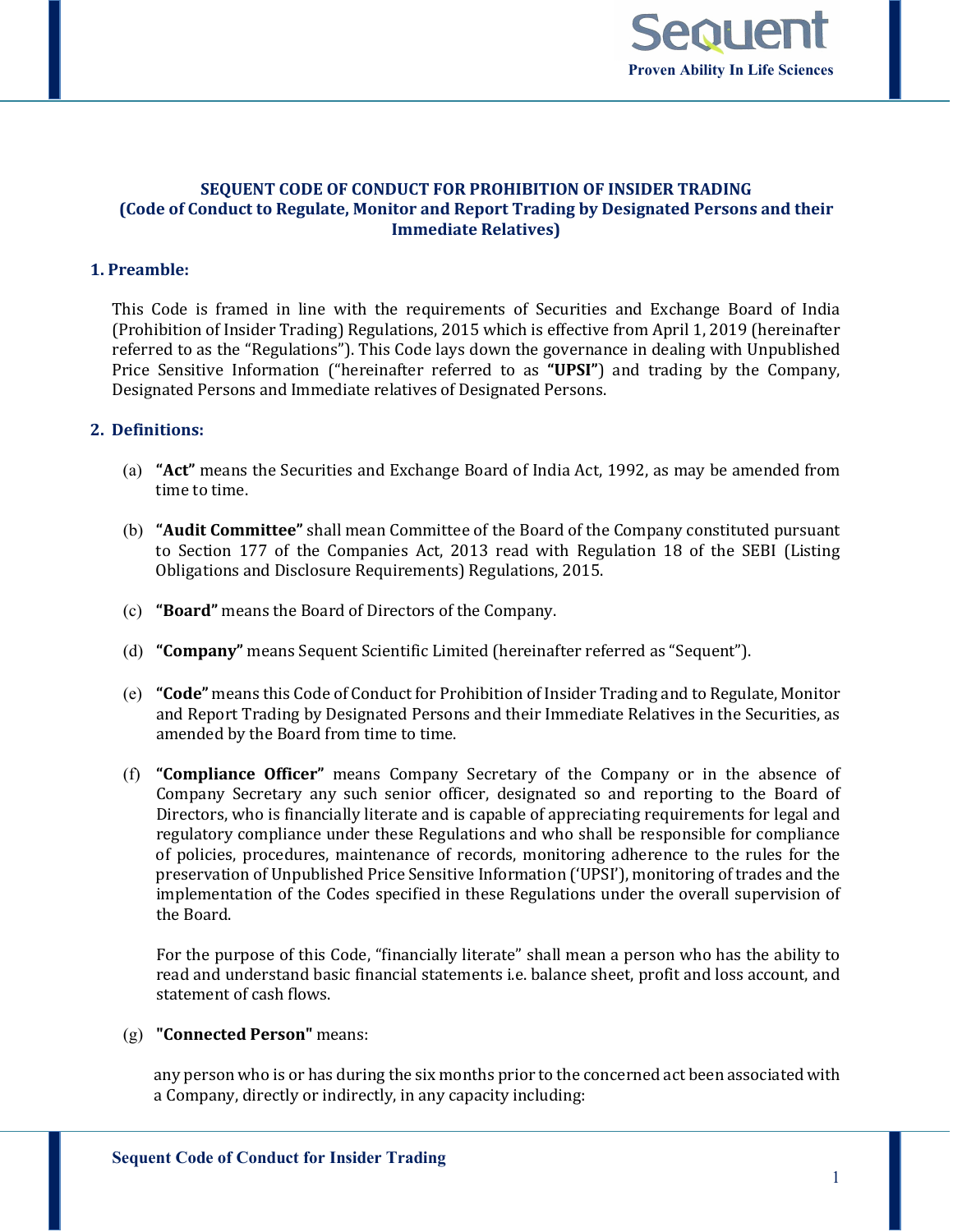# SEQUENT CODE OF CONDUCT FOR PROHIBITION OF INSIDER TRADING
## (Code of Conduct to Regulate, Monitor and Report Trading by Designated Persons and their Immediate Relatives)

## 1. Preamble:

This Code is framed in line with the requirements of Securities and Exchange Board of India (Prohibition of Insider Trading) Regulations, 2015 which is effective from April 1, 2019 (hereinafter referred to as the "Regulations"). This Code lays down the governance in dealing with Unpublished Price Sensitive Information ("hereinafter referred to as **"UPSI"**) and trading by the Company, Designated Persons and Immediate relatives of Designated Persons.

## 2. Definitions:

(a) **"Act"** means the Securities and Exchange Board of India Act, 1992, as may be amended from time to time.

(b) **"Audit Committee"** shall mean Committee of the Board of the Company constituted pursuant to Section 177 of the Companies Act, 2013 read with Regulation 18 of the SEBI (Listing Obligations and Disclosure Requirements) Regulations, 2015.

(c) **"Board"** means the Board of Directors of the Company.

(d) **"Company"** means Sequent Scientific Limited (hereinafter referred as "Sequent").

(e) **"Code"** means this Code of Conduct for Prohibition of Insider Trading and to Regulate, Monitor and Report Trading by Designated Persons and their Immediate Relatives in the Securities, as amended by the Board from time to time.

(f) **"Compliance Officer"** means Company Secretary of the Company or in the absence of Company Secretary any such senior officer, designated so and reporting to the Board of Directors, who is financially literate and is capable of appreciating requirements for legal and regulatory compliance under these Regulations and who shall be responsible for compliance of policies, procedures, maintenance of records, monitoring adherence to the rules for the preservation of Unpublished Price Sensitive Information ('UPSI'), monitoring of trades and the implementation of the Codes specified in these Regulations under the overall supervision of the Board.

For the purpose of this Code, "financially literate" shall mean a person who has the ability to read and understand basic financial statements i.e. balance sheet, profit and loss account, and statement of cash flows.

(g) **"Connected Person"** means:

any person who is or has during the six months prior to the concerned act been associated with a Company, directly or indirectly, in any capacity including: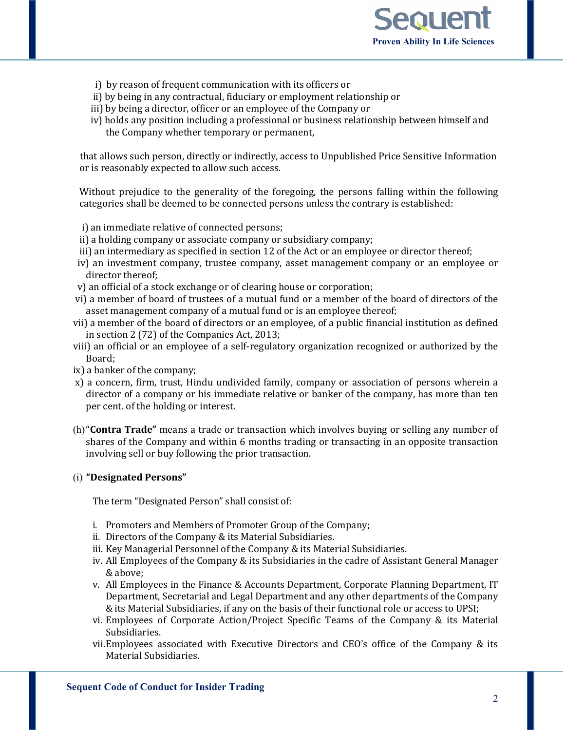i) by reason of frequent communication with its officers or
ii) by being in any contractual, fiduciary or employment relationship or
iii) by being a director, officer or an employee of the Company or
iv) holds any position including a professional or business relationship between himself and the Company whether temporary or permanent,

that allows such person, directly or indirectly, access to Unpublished Price Sensitive Information or is reasonably expected to allow such access.

Without prejudice to the generality of the foregoing, the persons falling within the following categories shall be deemed to be connected persons unless the contrary is established:

i) an immediate relative of connected persons;
ii) a holding company or associate company or subsidiary company;
iii) an intermediary as specified in section 12 of the Act or an employee or director thereof;
iv) an investment company, trustee company, asset management company or an employee or director thereof;
v) an official of a stock exchange or of clearing house or corporation;
vi) a member of board of trustees of a mutual fund or a member of the board of directors of the asset management company of a mutual fund or is an employee thereof;
vii) a member of the board of directors or an employee, of a public financial institution as defined in section 2 (72) of the Companies Act, 2013;
viii) an official or an employee of a self-regulatory organization recognized or authorized by the Board;
ix) a banker of the company;
x) a concern, firm, trust, Hindu undivided family, company or association of persons wherein a director of a company or his immediate relative or banker of the company, has more than ten per cent. of the holding or interest.

(h) "**Contra Trade"** means a trade or transaction which involves buying or selling any number of shares of the Company and within 6 months trading or transacting in an opposite transaction involving sell or buy following the prior transaction.

(i) **"Designated Persons"**

The term "Designated Person" shall consist of:

i. Promoters and Members of Promoter Group of the Company;
ii. Directors of the Company & its Material Subsidiaries.
iii. Key Managerial Personnel of the Company & its Material Subsidiaries.
iv. All Employees of the Company & its Subsidiaries in the cadre of Assistant General Manager & above;
v. All Employees in the Finance & Accounts Department, Corporate Planning Department, IT Department, Secretarial and Legal Department and any other departments of the Company & its Material Subsidiaries, if any on the basis of their functional role or access to UPSI;
vi. Employees of Corporate Action/Project Specific Teams of the Company & its Material Subsidiaries.
vii. Employees associated with Executive Directors and CEO's office of the Company & its Material Subsidiaries.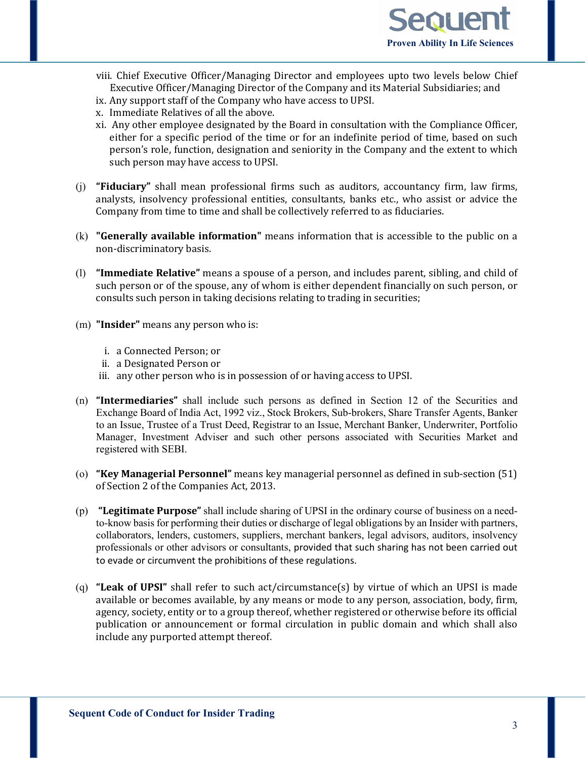viii. Chief Executive Officer/Managing Director and employees upto two levels below Chief Executive Officer/Managing Director of the Company and its Material Subsidiaries; and

ix. Any support staff of the Company who have access to UPSI.

x. Immediate Relatives of all the above.

xi. Any other employee designated by the Board in consultation with the Compliance Officer, either for a specific period of the time or for an indefinite period of time, based on such person's role, function, designation and seniority in the Company and the extent to which such person may have access to UPSI.

(j) **"Fiduciary"** shall mean professional firms such as auditors, accountancy firm, law firms, analysts, insolvency professional entities, consultants, banks etc., who assist or advice the Company from time to time and shall be collectively referred to as fiduciaries.

(k) **"Generally available information"** means information that is accessible to the public on a non-discriminatory basis.

(l) **"Immediate Relative"** means a spouse of a person, and includes parent, sibling, and child of such person or of the spouse, any of whom is either dependent financially on such person, or consults such person in taking decisions relating to trading in securities;

(m) **"Insider"** means any person who is:

i. a Connected Person; or
ii. a Designated Person or
iii. any other person who is in possession of or having access to UPSI.

(n) **"Intermediaries"** shall include such persons as defined in Section 12 of the Securities and Exchange Board of India Act, 1992 viz., Stock Brokers, Sub-brokers, Share Transfer Agents, Banker to an Issue, Trustee of a Trust Deed, Registrar to an Issue, Merchant Banker, Underwriter, Portfolio Manager, Investment Adviser and such other persons associated with Securities Market and registered with SEBI.

(o) **"Key Managerial Personnel"** means key managerial personnel as defined in sub-section (51) of Section 2 of the Companies Act, 2013.

(p) **"Legitimate Purpose"** shall include sharing of UPSI in the ordinary course of business on a need-to-know basis for performing their duties or discharge of legal obligations by an Insider with partners, collaborators, lenders, customers, suppliers, merchant bankers, legal advisors, auditors, insolvency professionals or other advisors or consultants, provided that such sharing has not been carried out to evade or circumvent the prohibitions of these regulations.

(q) **"Leak of UPSI"** shall refer to such act/circumstance(s) by virtue of which an UPSI is made available or becomes available, by any means or mode to any person, association, body, firm, agency, society, entity or to a group thereof, whether registered or otherwise before its official publication or announcement or formal circulation in public domain and which shall also include any purported attempt thereof.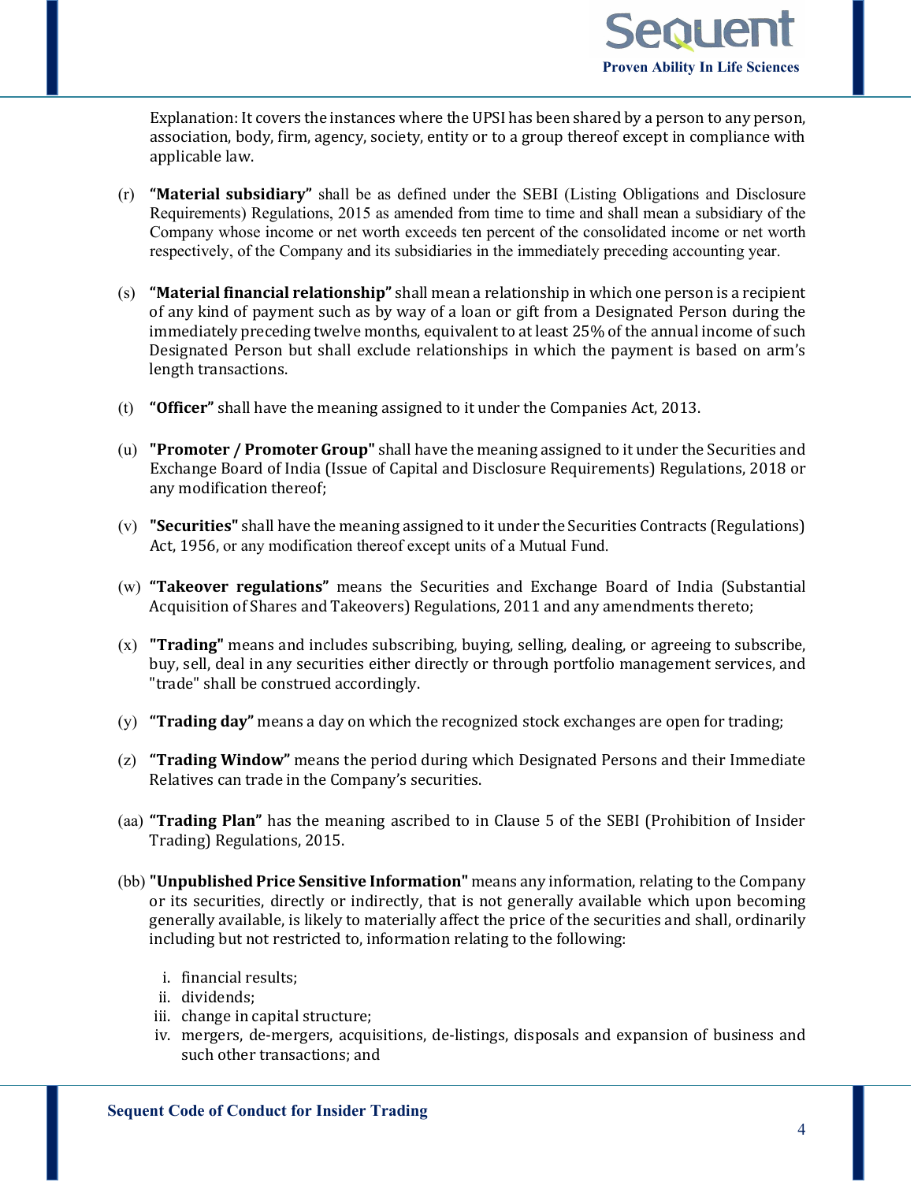Explanation: It covers the instances where the UPSI has been shared by a person to any person, association, body, firm, agency, society, entity or to a group thereof except in compliance with applicable law.

(r) **"Material subsidiary"** shall be as defined under the SEBI (Listing Obligations and Disclosure Requirements) Regulations, 2015 as amended from time to time and shall mean a subsidiary of the Company whose income or net worth exceeds ten percent of the consolidated income or net worth respectively, of the Company and its subsidiaries in the immediately preceding accounting year.

(s) **"Material financial relationship"** shall mean a relationship in which one person is a recipient of any kind of payment such as by way of a loan or gift from a Designated Person during the immediately preceding twelve months, equivalent to at least 25% of the annual income of such Designated Person but shall exclude relationships in which the payment is based on arm's length transactions.

(t) **"Officer"** shall have the meaning assigned to it under the Companies Act, 2013.

(u) **"Promoter / Promoter Group"** shall have the meaning assigned to it under the Securities and Exchange Board of India (Issue of Capital and Disclosure Requirements) Regulations, 2018 or any modification thereof;

(v) **"Securities"** shall have the meaning assigned to it under the Securities Contracts (Regulations) Act, 1956, or any modification thereof except units of a Mutual Fund.

(w) **"Takeover regulations"** means the Securities and Exchange Board of India (Substantial Acquisition of Shares and Takeovers) Regulations, 2011 and any amendments thereto;

(x) **"Trading"** means and includes subscribing, buying, selling, dealing, or agreeing to subscribe, buy, sell, deal in any securities either directly or through portfolio management services, and "trade" shall be construed accordingly.

(y) **"Trading day"** means a day on which the recognized stock exchanges are open for trading;

(z) **"Trading Window"** means the period during which Designated Persons and their Immediate Relatives can trade in the Company's securities.

(aa) **"Trading Plan"** has the meaning ascribed to in Clause 5 of the SEBI (Prohibition of Insider Trading) Regulations, 2015.

(bb) **"Unpublished Price Sensitive Information"** means any information, relating to the Company or its securities, directly or indirectly, that is not generally available which upon becoming generally available, is likely to materially affect the price of the securities and shall, ordinarily including but not restricted to, information relating to the following:

i. financial results;
ii. dividends;
iii. change in capital structure;
iv. mergers, de-mergers, acquisitions, de-listings, disposals and expansion of business and such other transactions; and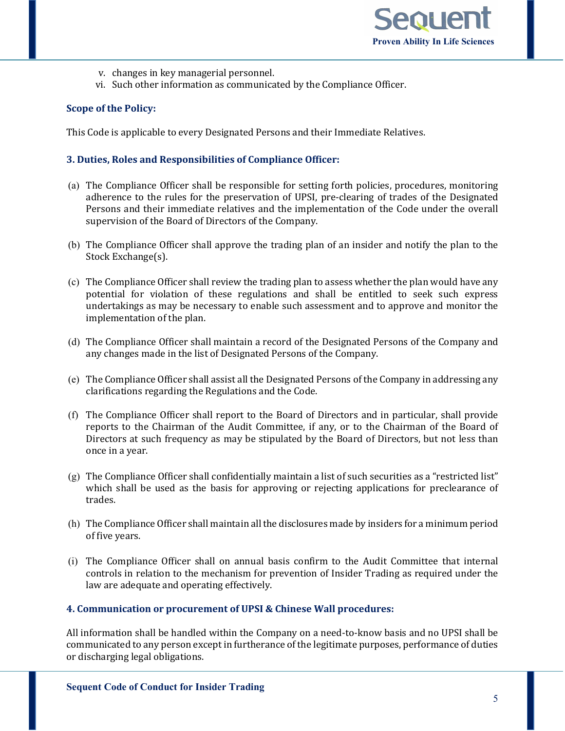v. changes in key managerial personnel.
vi. Such other information as communicated by the Compliance Officer.

**Scope of the Policy:**

This Code is applicable to every Designated Persons and their Immediate Relatives.

## 3. Duties, Roles and Responsibilities of Compliance Officer:

(a) The Compliance Officer shall be responsible for setting forth policies, procedures, monitoring adherence to the rules for the preservation of UPSI, pre-clearing of trades of the Designated Persons and their immediate relatives and the implementation of the Code under the overall supervision of the Board of Directors of the Company.

(b) The Compliance Officer shall approve the trading plan of an insider and notify the plan to the Stock Exchange(s).

(c) The Compliance Officer shall review the trading plan to assess whether the plan would have any potential for violation of these regulations and shall be entitled to seek such express undertakings as may be necessary to enable such assessment and to approve and monitor the implementation of the plan.

(d) The Compliance Officer shall maintain a record of the Designated Persons of the Company and any changes made in the list of Designated Persons of the Company.

(e) The Compliance Officer shall assist all the Designated Persons of the Company in addressing any clarifications regarding the Regulations and the Code.

(f) The Compliance Officer shall report to the Board of Directors and in particular, shall provide reports to the Chairman of the Audit Committee, if any, or to the Chairman of the Board of Directors at such frequency as may be stipulated by the Board of Directors, but not less than once in a year.

(g) The Compliance Officer shall confidentially maintain a list of such securities as a "restricted list" which shall be used as the basis for approving or rejecting applications for preclearance of trades.

(h) The Compliance Officer shall maintain all the disclosures made by insiders for a minimum period of five years.

(i) The Compliance Officer shall on annual basis confirm to the Audit Committee that internal controls in relation to the mechanism for prevention of Insider Trading as required under the law are adequate and operating effectively.

## 4. Communication or procurement of UPSI & Chinese Wall procedures:

All information shall be handled within the Company on a need-to-know basis and no UPSI shall be communicated to any person except in furtherance of the legitimate purposes, performance of duties or discharging legal obligations.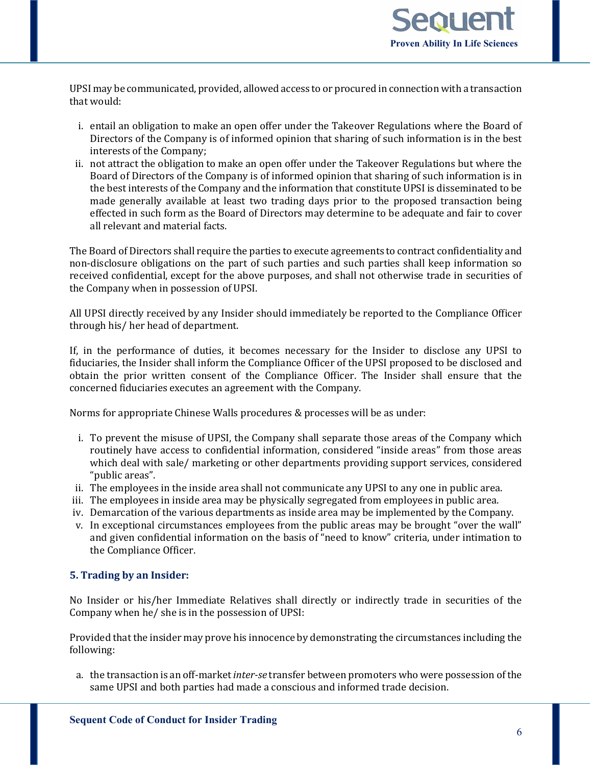UPSI may be communicated, provided, allowed access to or procured in connection with a transaction that would:

i. entail an obligation to make an open offer under the Takeover Regulations where the Board of Directors of the Company is of informed opinion that sharing of such information is in the best interests of the Company;
ii. not attract the obligation to make an open offer under the Takeover Regulations but where the Board of Directors of the Company is of informed opinion that sharing of such information is in the best interests of the Company and the information that constitute UPSI is disseminated to be made generally available at least two trading days prior to the proposed transaction being effected in such form as the Board of Directors may determine to be adequate and fair to cover all relevant and material facts.

The Board of Directors shall require the parties to execute agreements to contract confidentiality and non-disclosure obligations on the part of such parties and such parties shall keep information so received confidential, except for the above purposes, and shall not otherwise trade in securities of the Company when in possession of UPSI.

All UPSI directly received by any Insider should immediately be reported to the Compliance Officer through his/ her head of department.

If, in the performance of duties, it becomes necessary for the Insider to disclose any UPSI to fiduciaries, the Insider shall inform the Compliance Officer of the UPSI proposed to be disclosed and obtain the prior written consent of the Compliance Officer. The Insider shall ensure that the concerned fiduciaries executes an agreement with the Company.

Norms for appropriate Chinese Walls procedures & processes will be as under:

i. To prevent the misuse of UPSI, the Company shall separate those areas of the Company which routinely have access to confidential information, considered "inside areas" from those areas which deal with sale/ marketing or other departments providing support services, considered "public areas".
ii. The employees in the inside area shall not communicate any UPSI to any one in public area.
iii. The employees in inside area may be physically segregated from employees in public area.
iv. Demarcation of the various departments as inside area may be implemented by the Company.
v. In exceptional circumstances employees from the public areas may be brought "over the wall" and given confidential information on the basis of "need to know" criteria, under intimation to the Compliance Officer.

## 5. Trading by an Insider:

No Insider or his/her Immediate Relatives shall directly or indirectly trade in securities of the Company when he/ she is in the possession of UPSI:

Provided that the insider may prove his innocence by demonstrating the circumstances including the following:

a. the transaction is an off-market *inter-se* transfer between promoters who were possession of the same UPSI and both parties had made a conscious and informed trade decision.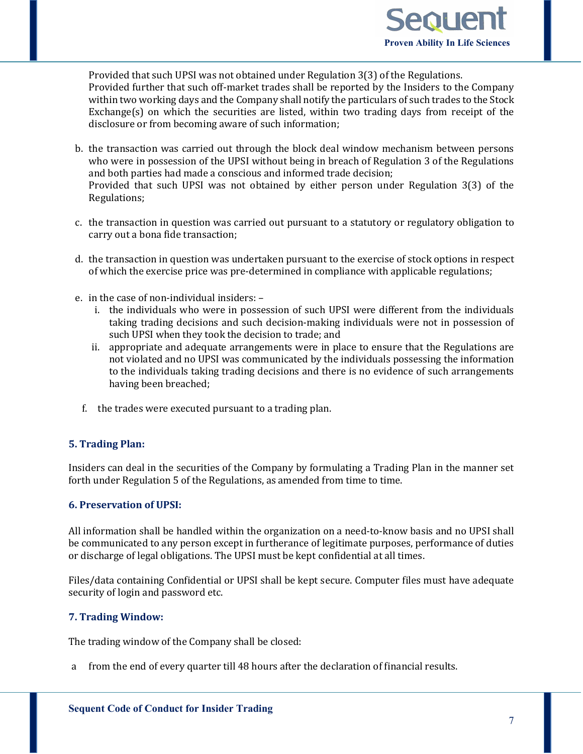Provided that such UPSI was not obtained under Regulation 3(3) of the Regulations.
Provided further that such off-market trades shall be reported by the Insiders to the Company within two working days and the Company shall notify the particulars of such trades to the Stock Exchange(s) on which the securities are listed, within two trading days from receipt of the disclosure or from becoming aware of such information;

b. the transaction was carried out through the block deal window mechanism between persons who were in possession of the UPSI without being in breach of Regulation 3 of the Regulations and both parties had made a conscious and informed trade decision;
   Provided that such UPSI was not obtained by either person under Regulation 3(3) of the Regulations;

c. the transaction in question was carried out pursuant to a statutory or regulatory obligation to carry out a bona fide transaction;

d. the transaction in question was undertaken pursuant to the exercise of stock options in respect of which the exercise price was pre-determined in compliance with applicable regulations;

e. in the case of non-individual insiders: –
   i. the individuals who were in possession of such UPSI were different from the individuals taking trading decisions and such decision-making individuals were not in possession of such UPSI when they took the decision to trade; and
   ii. appropriate and adequate arrangements were in place to ensure that the Regulations are not violated and no UPSI was communicated by the individuals possessing the information to the individuals taking trading decisions and there is no evidence of such arrangements having been breached;

f. the trades were executed pursuant to a trading plan.

## 5. Trading Plan:

Insiders can deal in the securities of the Company by formulating a Trading Plan in the manner set forth under Regulation 5 of the Regulations, as amended from time to time.

## 6. Preservation of UPSI:

All information shall be handled within the organization on a need-to-know basis and no UPSI shall be communicated to any person except in furtherance of legitimate purposes, performance of duties or discharge of legal obligations. The UPSI must be kept confidential at all times.

Files/data containing Confidential or UPSI shall be kept secure. Computer files must have adequate security of login and password etc.

## 7. Trading Window:

The trading window of the Company shall be closed:

a from the end of every quarter till 48 hours after the declaration of financial results.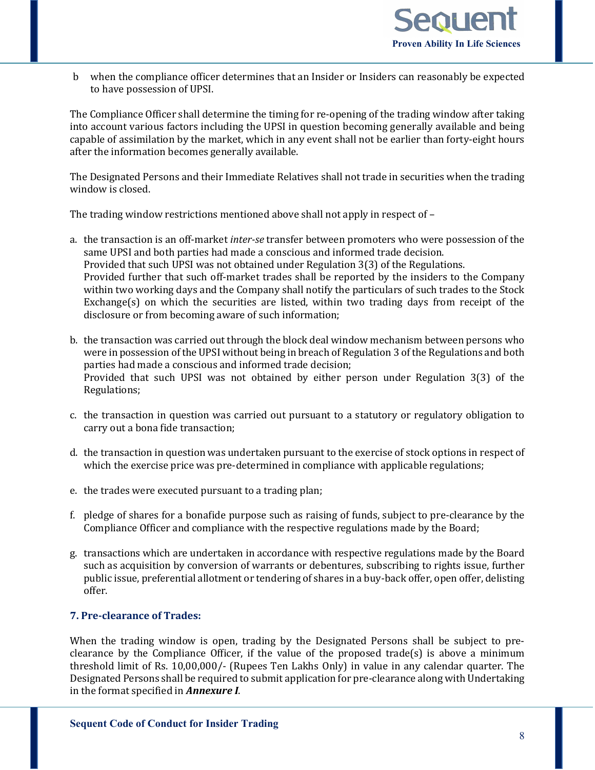b. when the compliance officer determines that an Insider or Insiders can reasonably be expected to have possession of UPSI.

The Compliance Officer shall determine the timing for re-opening of the trading window after taking into account various factors including the UPSI in question becoming generally available and being capable of assimilation by the market, which in any event shall not be earlier than forty-eight hours after the information becomes generally available.

The Designated Persons and their Immediate Relatives shall not trade in securities when the trading window is closed.

The trading window restrictions mentioned above shall not apply in respect of –

a. the transaction is an off-market *inter-se* transfer between promoters who were possession of the same UPSI and both parties had made a conscious and informed trade decision.
   Provided that such UPSI was not obtained under Regulation 3(3) of the Regulations.
   Provided further that such off-market trades shall be reported by the insiders to the Company within two working days and the Company shall notify the particulars of such trades to the Stock Exchange(s) on which the securities are listed, within two trading days from receipt of the disclosure or from becoming aware of such information;

b. the transaction was carried out through the block deal window mechanism between persons who were in possession of the UPSI without being in breach of Regulation 3 of the Regulations and both parties had made a conscious and informed trade decision;
   Provided that such UPSI was not obtained by either person under Regulation 3(3) of the Regulations;

c. the transaction in question was carried out pursuant to a statutory or regulatory obligation to carry out a bona fide transaction;

d. the transaction in question was undertaken pursuant to the exercise of stock options in respect of which the exercise price was pre-determined in compliance with applicable regulations;

e. the trades were executed pursuant to a trading plan;

f. pledge of shares for a bonafide purpose such as raising of funds, subject to pre-clearance by the Compliance Officer and compliance with the respective regulations made by the Board;

g. transactions which are undertaken in accordance with respective regulations made by the Board such as acquisition by conversion of warrants or debentures, subscribing to rights issue, further public issue, preferential allotment or tendering of shares in a buy-back offer, open offer, delisting offer.

## 7. Pre-clearance of Trades:

When the trading window is open, trading by the Designated Persons shall be subject to pre-clearance by the Compliance Officer, if the value of the proposed trade(s) is above a minimum threshold limit of Rs. 10,00,000/- (Rupees Ten Lakhs Only) in value in any calendar quarter. The Designated Persons shall be required to submit application for pre-clearance along with Undertaking in the format specified in ***Annexure I***.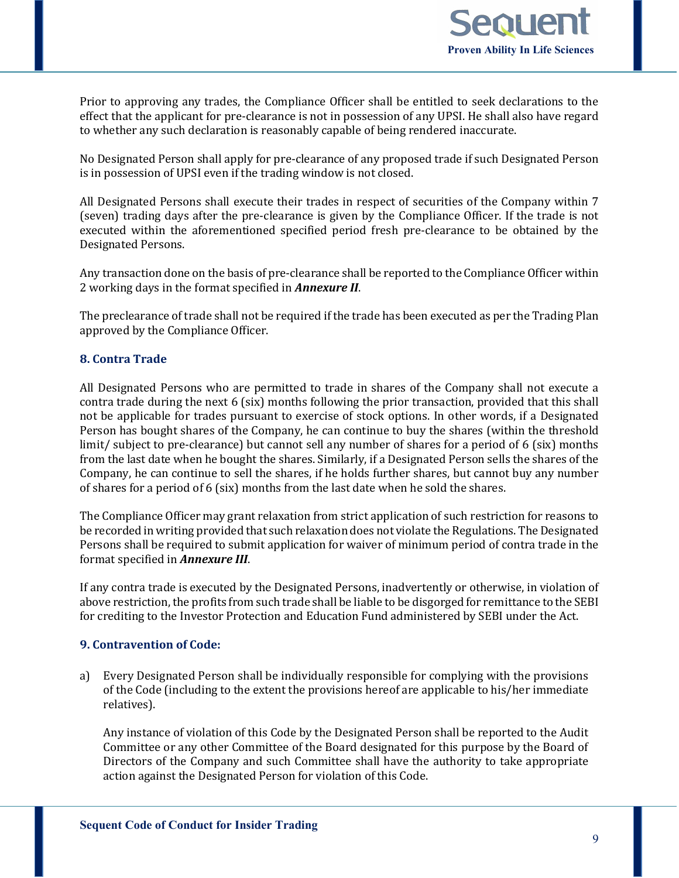Prior to approving any trades, the Compliance Officer shall be entitled to seek declarations to the effect that the applicant for pre-clearance is not in possession of any UPSI. He shall also have regard to whether any such declaration is reasonably capable of being rendered inaccurate.

No Designated Person shall apply for pre-clearance of any proposed trade if such Designated Person is in possession of UPSI even if the trading window is not closed.

All Designated Persons shall execute their trades in respect of securities of the Company within 7 (seven) trading days after the pre-clearance is given by the Compliance Officer. If the trade is not executed within the aforementioned specified period fresh pre-clearance to be obtained by the Designated Persons.

Any transaction done on the basis of pre-clearance shall be reported to the Compliance Officer within 2 working days in the format specified in ***Annexure II***.

The preclearance of trade shall not be required if the trade has been executed as per the Trading Plan approved by the Compliance Officer.

## 8. Contra Trade

All Designated Persons who are permitted to trade in shares of the Company shall not execute a contra trade during the next 6 (six) months following the prior transaction, provided that this shall not be applicable for trades pursuant to exercise of stock options. In other words, if a Designated Person has bought shares of the Company, he can continue to buy the shares (within the threshold limit/ subject to pre-clearance) but cannot sell any number of shares for a period of 6 (six) months from the last date when he bought the shares. Similarly, if a Designated Person sells the shares of the Company, he can continue to sell the shares, if he holds further shares, but cannot buy any number of shares for a period of 6 (six) months from the last date when he sold the shares.

The Compliance Officer may grant relaxation from strict application of such restriction for reasons to be recorded in writing provided that such relaxation does not violate the Regulations. The Designated Persons shall be required to submit application for waiver of minimum period of contra trade in the format specified in ***Annexure III***.

If any contra trade is executed by the Designated Persons, inadvertently or otherwise, in violation of above restriction, the profits from such trade shall be liable to be disgorged for remittance to the SEBI for crediting to the Investor Protection and Education Fund administered by SEBI under the Act.

## 9. Contravention of Code:

a) Every Designated Person shall be individually responsible for complying with the provisions of the Code (including to the extent the provisions hereof are applicable to his/her immediate relatives).

   Any instance of violation of this Code by the Designated Person shall be reported to the Audit Committee or any other Committee of the Board designated for this purpose by the Board of Directors of the Company and such Committee shall have the authority to take appropriate action against the Designated Person for violation of this Code.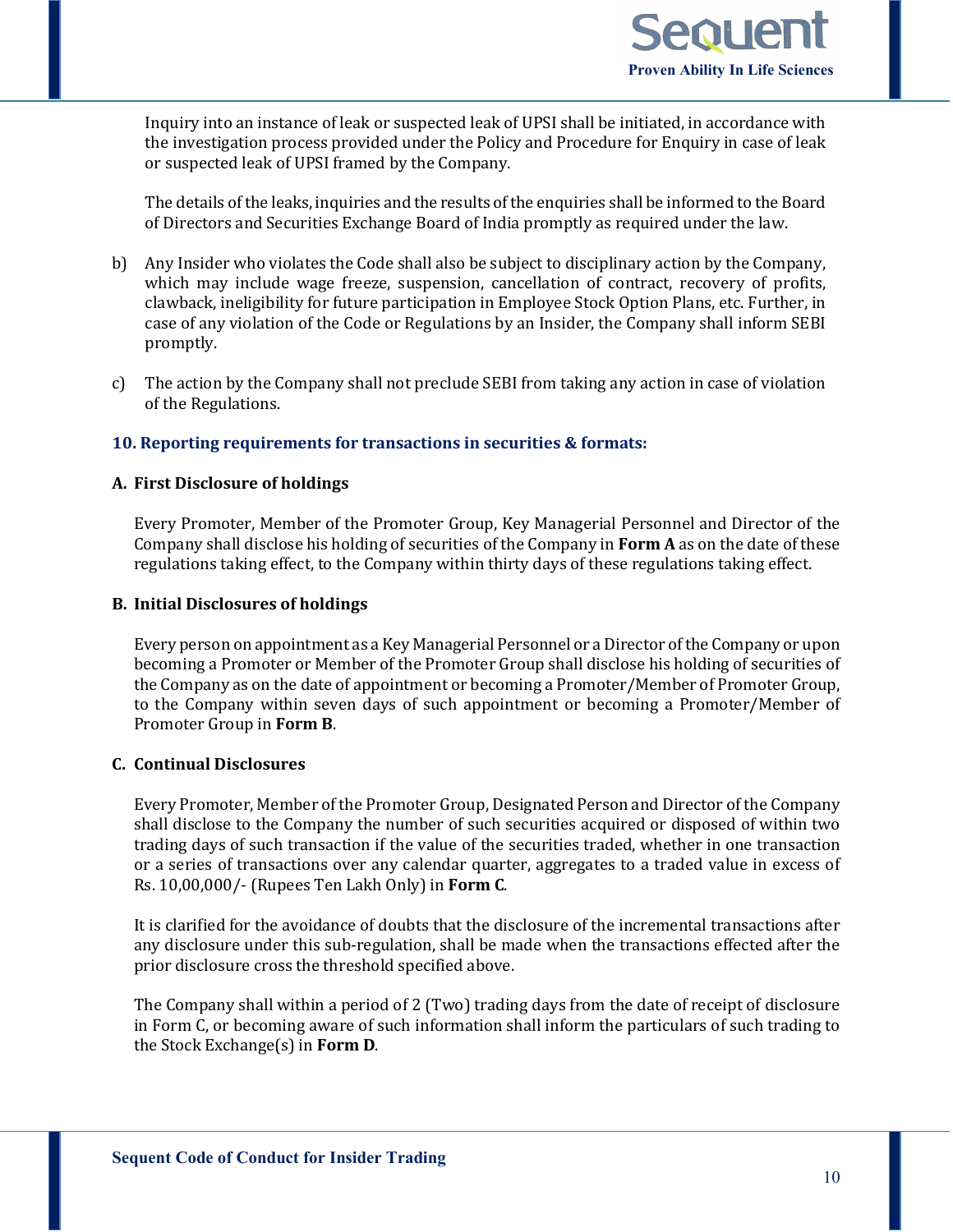Inquiry into an instance of leak or suspected leak of UPSI shall be initiated, in accordance with the investigation process provided under the Policy and Procedure for Enquiry in case of leak or suspected leak of UPSI framed by the Company.

The details of the leaks, inquiries and the results of the enquiries shall be informed to the Board of Directors and Securities Exchange Board of India promptly as required under the law.

b) Any Insider who violates the Code shall also be subject to disciplinary action by the Company, which may include wage freeze, suspension, cancellation of contract, recovery of profits, clawback, ineligibility for future participation in Employee Stock Option Plans, etc. Further, in case of any violation of the Code or Regulations by an Insider, the Company shall inform SEBI promptly.

c) The action by the Company shall not preclude SEBI from taking any action in case of violation of the Regulations.

## 10. Reporting requirements for transactions in securities & formats:

### A. First Disclosure of holdings

Every Promoter, Member of the Promoter Group, Key Managerial Personnel and Director of the Company shall disclose his holding of securities of the Company in **Form A** as on the date of these regulations taking effect, to the Company within thirty days of these regulations taking effect.

### B. Initial Disclosures of holdings

Every person on appointment as a Key Managerial Personnel or a Director of the Company or upon becoming a Promoter or Member of the Promoter Group shall disclose his holding of securities of the Company as on the date of appointment or becoming a Promoter/Member of Promoter Group, to the Company within seven days of such appointment or becoming a Promoter/Member of Promoter Group in **Form B**.

### C. Continual Disclosures

Every Promoter, Member of the Promoter Group, Designated Person and Director of the Company shall disclose to the Company the number of such securities acquired or disposed of within two trading days of such transaction if the value of the securities traded, whether in one transaction or a series of transactions over any calendar quarter, aggregates to a traded value in excess of Rs. 10,00,000/- (Rupees Ten Lakh Only) in **Form C**.

It is clarified for the avoidance of doubts that the disclosure of the incremental transactions after any disclosure under this sub-regulation, shall be made when the transactions effected after the prior disclosure cross the threshold specified above.

The Company shall within a period of 2 (Two) trading days from the date of receipt of disclosure in Form C, or becoming aware of such information shall inform the particulars of such trading to the Stock Exchange(s) in **Form D**.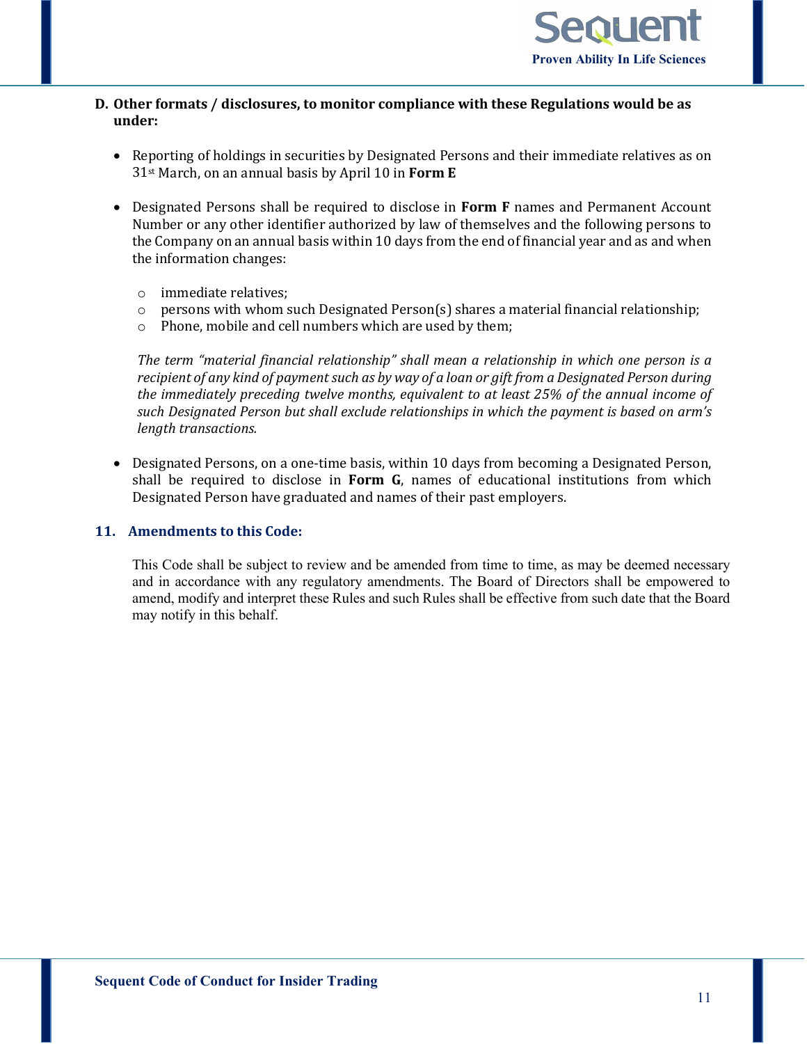**D. Other formats / disclosures, to monitor compliance with these Regulations would be as under:**

- Reporting of holdings in securities by Designated Persons and their immediate relatives as on 31st March, on an annual basis by April 10 in **Form E**

- Designated Persons shall be required to disclose in **Form F** names and Permanent Account Number or any other identifier authorized by law of themselves and the following persons to the Company on an annual basis within 10 days from the end of financial year and as and when the information changes:

  - immediate relatives;
  - persons with whom such Designated Person(s) shares a material financial relationship;
  - Phone, mobile and cell numbers which are used by them;

  *The term "material financial relationship" shall mean a relationship in which one person is a recipient of any kind of payment such as by way of a loan or gift from a Designated Person during the immediately preceding twelve months, equivalent to at least 25% of the annual income of such Designated Person but shall exclude relationships in which the payment is based on arm's length transactions.*

- Designated Persons, on a one-time basis, within 10 days from becoming a Designated Person, shall be required to disclose in **Form G**, names of educational institutions from which Designated Person have graduated and names of their past employers.

## 11. Amendments to this Code:

This Code shall be subject to review and be amended from time to time, as may be deemed necessary and in accordance with any regulatory amendments. The Board of Directors shall be empowered to amend, modify and interpret these Rules and such Rules shall be effective from such date that the Board may notify in this behalf.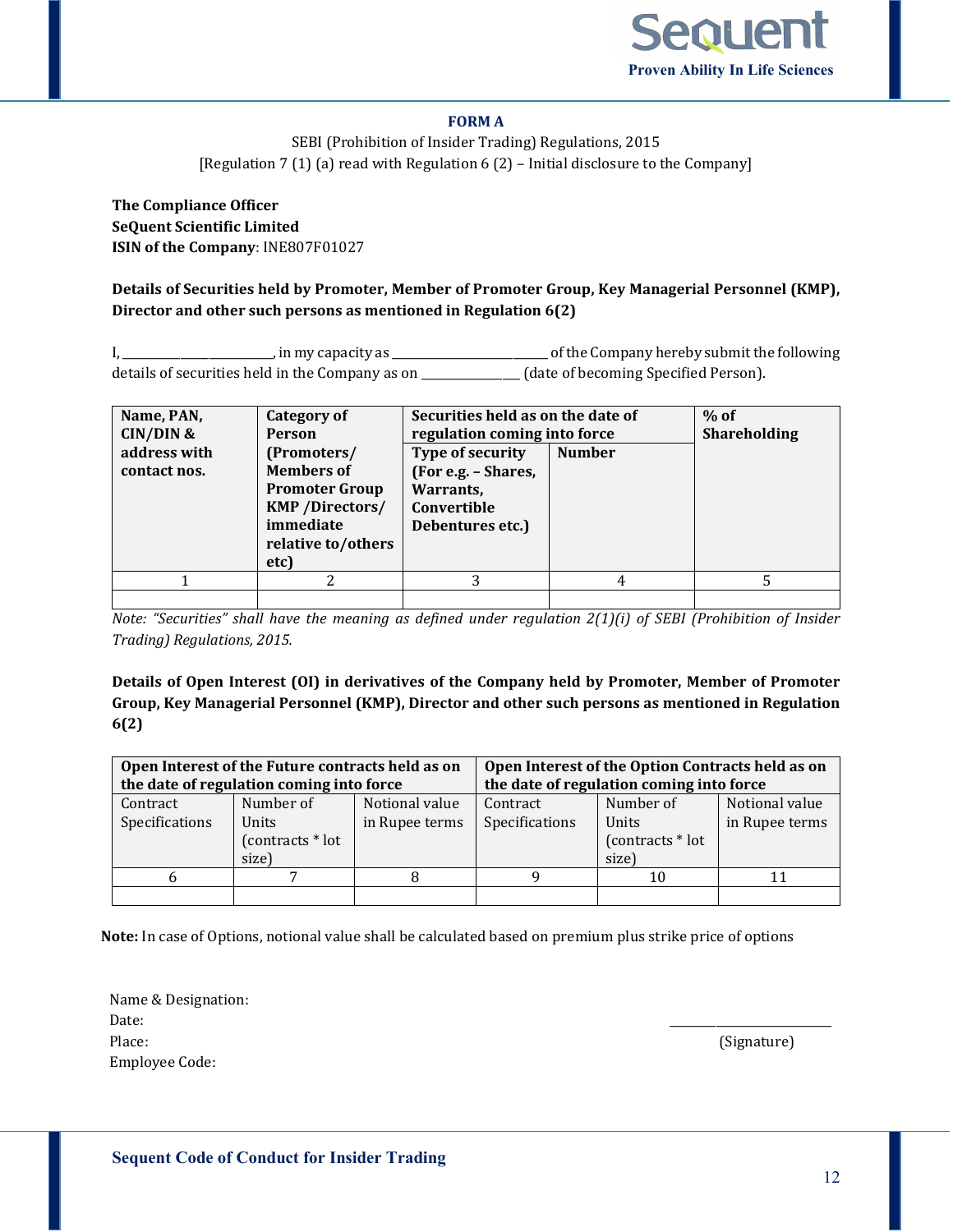## FORM A

SEBI (Prohibition of Insider Trading) Regulations, 2015
[Regulation 7 (1) (a) read with Regulation 6 (2) – Initial disclosure to the Company]

**The Compliance Officer**
**SeQuent Scientific Limited**
**ISIN of the Company**: INE807F01027

**Details of Securities held by Promoter, Member of Promoter Group, Key Managerial Personnel (KMP), Director and other such persons as mentioned in Regulation 6(2)**

I, \_\_\_\_\_\_\_\_\_\_\_\_\_\_\_\_\_\_\_\_\_\_\_\_\_\_\_, in my capacity as \_\_\_\_\_\_\_\_\_\_\_\_\_\_\_\_\_\_\_\_\_\_\_\_\_\_\_ of the Company hereby submit the following details of securities held in the Company as on \_\_\_\_\_\_\_\_\_\_\_\_\_\_\_\_\_\_ (date of becoming Specified Person).

| Name, PAN, CIN/DIN & address with contact nos. | Category of Person (Promoters/ Members of Promoter Group KMP /Directors/ immediate relative to/others etc) | Securities held as on the date of regulation coming into force | | % of Shareholding |
|---|---|---|---|---|
| | | Type of security (For e.g. – Shares, Warrants, Convertible Debentures etc.) | Number | |
| 1 | 2 | 3 | 4 | 5 |
| | | | | |

*Note: "Securities" shall have the meaning as defined under regulation 2(1)(i) of SEBI (Prohibition of Insider Trading) Regulations, 2015.*

**Details of Open Interest (OI) in derivatives of the Company held by Promoter, Member of Promoter Group, Key Managerial Personnel (KMP), Director and other such persons as mentioned in Regulation 6(2)**

| Open Interest of the Future contracts held as on the date of regulation coming into force | | | Open Interest of the Option Contracts held as on the date of regulation coming into force | | |
|---|---|---|---|---|---|
| Contract Specifications | Number of Units (contracts * lot size) | Notional value in Rupee terms | Contract Specifications | Number of Units (contracts * lot size) | Notional value in Rupee terms |
| 6 | 7 | 8 | 9 | 10 | 11 |
| | | | | | |

**Note:** In case of Options, notional value shall be calculated based on premium plus strike price of options

Name & Designation:
Date:
Place:
Employee Code:

\_\_\_\_\_\_\_\_\_\_\_\_\_\_\_\_\_\_\_\_\_\_\_\_\_\_
(Signature)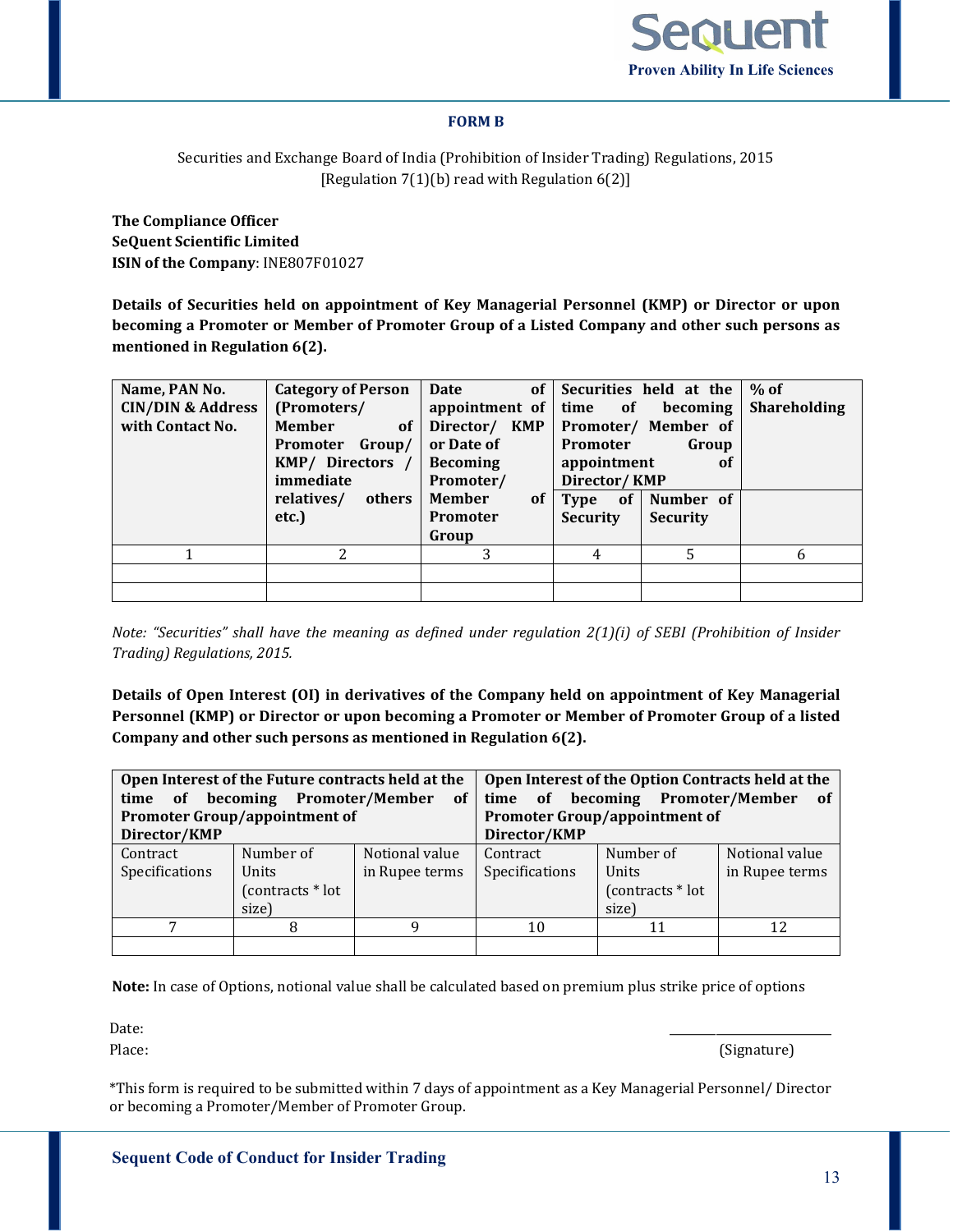## FORM B

Securities and Exchange Board of India (Prohibition of Insider Trading) Regulations, 2015
[Regulation 7(1)(b) read with Regulation 6(2)]

**The Compliance Officer**
**SeQuent Scientific Limited**
**ISIN of the Company**: INE807F01027

**Details of Securities held on appointment of Key Managerial Personnel (KMP) or Director or upon becoming a Promoter or Member of Promoter Group of a Listed Company and other such persons as mentioned in Regulation 6(2).**

| Name, PAN No. CIN/DIN & Address with Contact No. | Category of Person (Promoters/ Member of Promoter Group/ KMP/ Directors / immediate relatives/ others etc.) | Date of appointment of Director/ KMP or Date of Becoming Promoter/ Member of Promoter Group | Securities held at the time of becoming Promoter/ Member of Promoter Group appointment of Director/ KMP | | % of Shareholding |
|---|---|---|---|---|---|
| | | | Type of Security | Number of Security | |
| 1 | 2 | 3 | 4 | 5 | 6 |
| | | | | | |
| | | | | | |

*Note: "Securities" shall have the meaning as defined under regulation 2(1)(i) of SEBI (Prohibition of Insider Trading) Regulations, 2015.*

**Details of Open Interest (OI) in derivatives of the Company held on appointment of Key Managerial Personnel (KMP) or Director or upon becoming a Promoter or Member of Promoter Group of a listed Company and other such persons as mentioned in Regulation 6(2).**

| Open Interest of the Future contracts held at the time of becoming Promoter/Member of Promoter Group/appointment of Director/KMP | | | Open Interest of the Option Contracts held at the time of becoming Promoter/Member of Promoter Group/appointment of Director/KMP | | |
|---|---|---|---|---|---|
| Contract Specifications | Number of Units (contracts * lot size) | Notional value in Rupee terms | Contract Specifications | Number of Units (contracts * lot size) | Notional value in Rupee terms |
| 7 | 8 | 9 | 10 | 11 | 12 |
| | | | | | |

**Note:** In case of Options, notional value shall be calculated based on premium plus strike price of options

Date:

Place:

(Signature)

*This form is required to be submitted within 7 days of appointment as a Key Managerial Personnel/ Director or becoming a Promoter/Member of Promoter Group.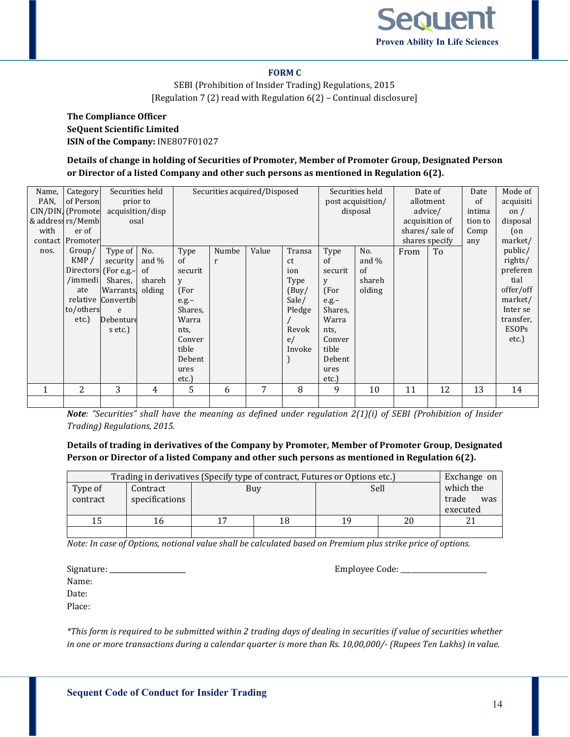**FORM C**

SEBI (Prohibition of Insider Trading) Regulations, 2015

[Regulation 7 (2) read with Regulation 6(2) – Continual disclosure]

**The Compliance Officer**
**SeQuent Scientific Limited**
**ISIN of the Company:** INE807F01027

**Details of change in holding of Securities of Promoter, Member of Promoter Group, Designated Person or Director of a listed Company and other such persons as mentioned in Regulation 6(2).**

| Name, PAN, CIN/DIN, & address with contact nos. | Category of Person (Promoters/Member of Promoter Group/ KMP / Directors /immediate relative to/others etc.) | Securities held prior to acquisition/disposal | | Securities acquired/Disposed | | | | Securities held post acquisition/ disposal | | Date of allotment advice/ acquisition of shares/ sale of shares specify | | Date of intimation to Company | Mode of acquisition / disposal (on market/ public/ rights/ preferential offer/off market/ Inter se transfer, ESOPs etc.) |
|---|---|---|---|---|---|---|---|---|---|---|---|---|---|
| | | Type of security (For e.g.– Shares, Warrants, Convertible Debentures etc.) | No. and % of shareholding | Type of security (For e.g.– Shares, Warrants, Convertible Debentures etc.) | Number | Value | Transaction Type (Buy/ Sale/ Pledge / Revoke/ Invoke) | Type of security (For e.g.– Shares, Warrants, Convertible Debentures etc.) | No. and % of shareholding | From | To | | |
| 1 | 2 | 3 | 4 | 5 | 6 | 7 | 8 | 9 | 10 | 11 | 12 | 13 | 14 |
| | | | | | | | | | | | | | |

***Note**: “Securities” shall have the meaning as defined under regulation 2(1)(i) of SEBI (Prohibition of Insider Trading) Regulations, 2015.*

**Details of trading in derivatives of the Company by Promoter, Member of Promoter Group, Designated Person or Director of a listed Company and other such persons as mentioned in Regulation 6(2).**

| Trading in derivatives (Specify type of contract, Futures or Options etc.) | | | | | | Exchange on which the trade was executed |
|---|---|---|---|---|---|---|
| Type of contract | Contract specifications | Buy | | Sell | | |
| 15 | 16 | 17 | 18 | 19 | 20 | 21 |
| | | | | | | |

*Note: In case of Options, notional value shall be calculated based on Premium plus strike price of options.*

Signature: ____________________ Employee Code: ______________________

Name:

Date:

Place:

**This form is required to be submitted within 2 trading days of dealing in securities if value of securities whether in one or more transactions during a calendar quarter is more than Rs. 10,00,000/- (Rupees Ten Lakhs) in value.*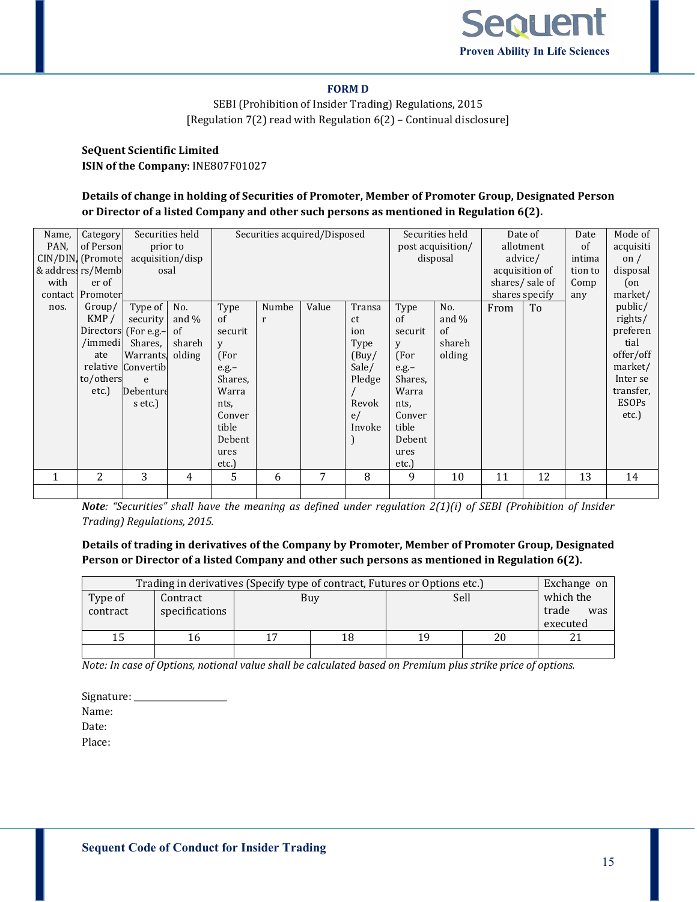**FORM D**

SEBI (Prohibition of Insider Trading) Regulations, 2015

[Regulation 7(2) read with Regulation 6(2) – Continual disclosure]

**SeQuent Scientific Limited**

**ISIN of the Company:** INE807F01027

**Details of change in holding of Securities of Promoter, Member of Promoter Group, Designated Person or Director of a listed Company and other such persons as mentioned in Regulation 6(2).**

| Name, PAN, CIN/DIN, & address with contact nos. | Category of Person (Promoters/Member of Promoter Group/ KMP / Directors /immediate relative to/others etc.) | Securities held prior to acquisition/disposal | | Securities acquired/Disposed | | | | Securities held post acquisition/ disposal | | Date of allotment advice/ acquisition of shares/ sale of shares specify | | Date of intimation to Company | Mode of acquisition / disposal (on market/ public/ rights/ preferential offer/off market/ Inter se transfer, ESOPs etc.) |
|---|---|---|---|---|---|---|---|---|---|---|---|---|---|
| | | Type of security (For e.g.– Shares, Warrants, Convertible Debentures etc.) | No. and % of shareholding | Type of security (For e.g.– Shares, Warrants, Convertible Debentures etc.) | Number | Value | Transaction Type (Buy/ Sale/ Pledge / Revoke/ Invoke) | Type of security (For e.g.– Shares, Warrants, Convertible Debentures etc.) | No. and % of shareholding | From | To | | |
| 1 | 2 | 3 | 4 | 5 | 6 | 7 | 8 | 9 | 10 | 11 | 12 | 13 | 14 |
| | | | | | | | | | | | | | |

***Note**: "Securities" shall have the meaning as defined under regulation 2(1)(i) of SEBI (Prohibition of Insider Trading) Regulations, 2015.*

**Details of trading in derivatives of the Company by Promoter, Member of Promoter Group, Designated Person or Director of a listed Company and other such persons as mentioned in Regulation 6(2).**

| Trading in derivatives (Specify type of contract, Futures or Options etc.) | | | | | | Exchange on which the trade was executed |
|---|---|---|---|---|---|---|
| Type of contract | Contract specifications | Buy | | Sell | | |
| 15 | 16 | 17 | 18 | 19 | 20 | 21 |
| | | | | | | |

*Note: In case of Options, notional value shall be calculated based on Premium plus strike price of options.*

Signature: ____________________

Name:

Date:

Place: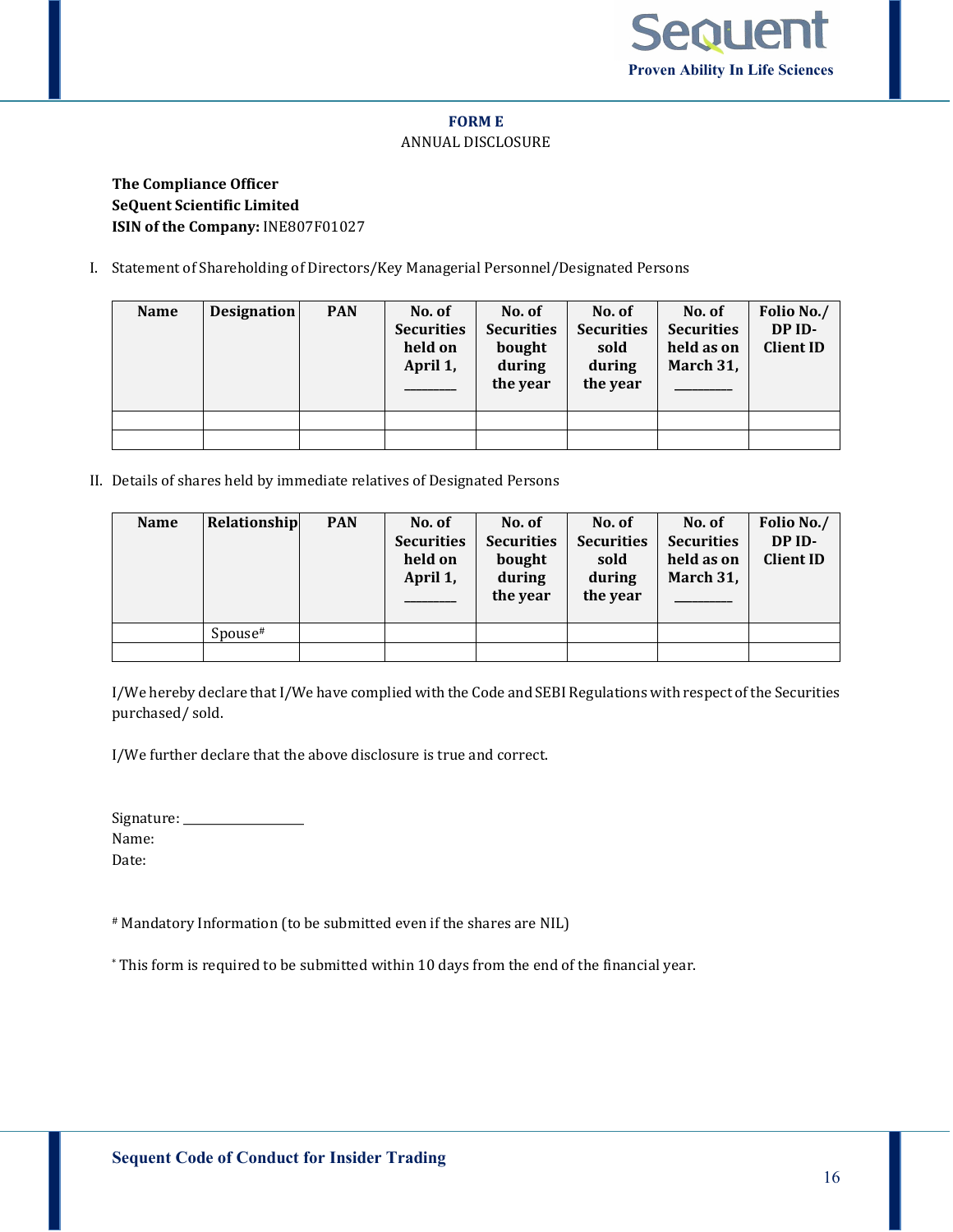**FORM E**

ANNUAL DISCLOSURE

**The Compliance Officer**
**SeQuent Scientific Limited**
**ISIN of the Company:** INE807F01027

I. Statement of Shareholding of Directors/Key Managerial Personnel/Designated Persons

| Name | Designation | PAN | No. of Securities held on April 1, ________ | No. of Securities bought during the year | No. of Securities sold during the year | No. of Securities held as on March 31, ________ | Folio No./ DP ID-Client ID |
|---|---|---|---|---|---|---|---|
| | | | | | | | |
| | | | | | | | |

II. Details of shares held by immediate relatives of Designated Persons

| Name | Relationship | PAN | No. of Securities held on April 1, ________ | No. of Securities bought during the year | No. of Securities sold during the year | No. of Securities held as on March 31, ________ | Folio No./ DP ID-Client ID |
|---|---|---|---|---|---|---|---|
| | Spouse# | | | | | | |
| | | | | | | | |

I/We hereby declare that I/We have complied with the Code and SEBI Regulations with respect of the Securities purchased/ sold.

I/We further declare that the above disclosure is true and correct.

Signature: ____________________
Name:
Date:

# Mandatory Information (to be submitted even if the shares are NIL)

* This form is required to be submitted within 10 days from the end of the financial year.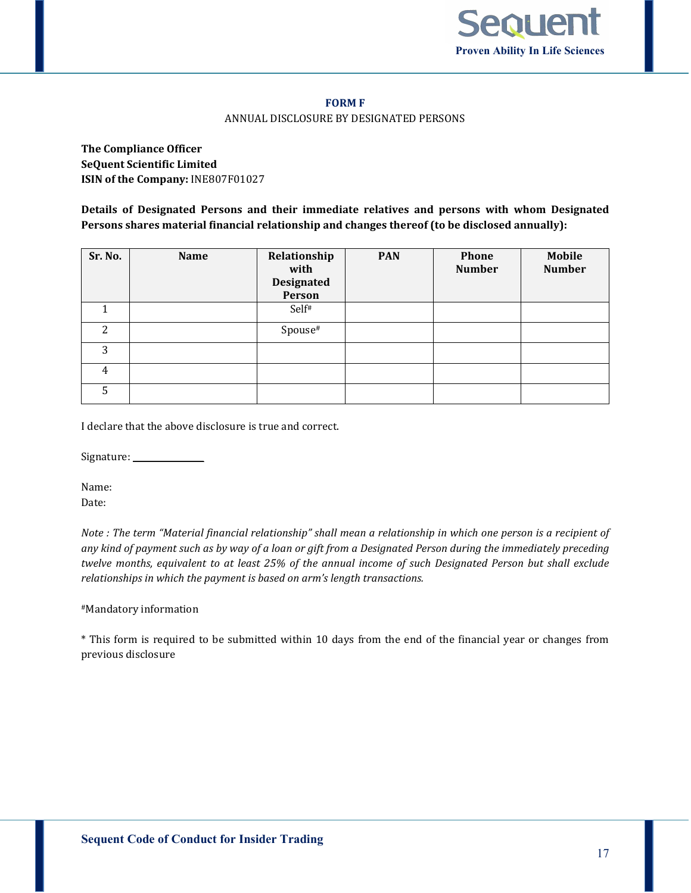# FORM F

ANNUAL DISCLOSURE BY DESIGNATED PERSONS

**The Compliance Officer**
**SeQuent Scientific Limited**
**ISIN of the Company:** INE807F01027

**Details of Designated Persons and their immediate relatives and persons with whom Designated Persons shares material financial relationship and changes thereof (to be disclosed annually):**

| Sr. No. | Name | Relationship with Designated Person | PAN | Phone Number | Mobile Number |
|---|---|---|---|---|---|
| 1 | | Self# | | | |
| 2 | | Spouse# | | | |
| 3 | | | | | |
| 4 | | | | | |
| 5 | | | | | |

I declare that the above disclosure is true and correct.

Signature: ______________

Name:
Date:

*Note : The term "Material financial relationship" shall mean a relationship in which one person is a recipient of any kind of payment such as by way of a loan or gift from a Designated Person during the immediately preceding twelve months, equivalent to at least 25% of the annual income of such Designated Person but shall exclude relationships in which the payment is based on arm's length transactions.*

#Mandatory information

* This form is required to be submitted within 10 days from the end of the financial year or changes from previous disclosure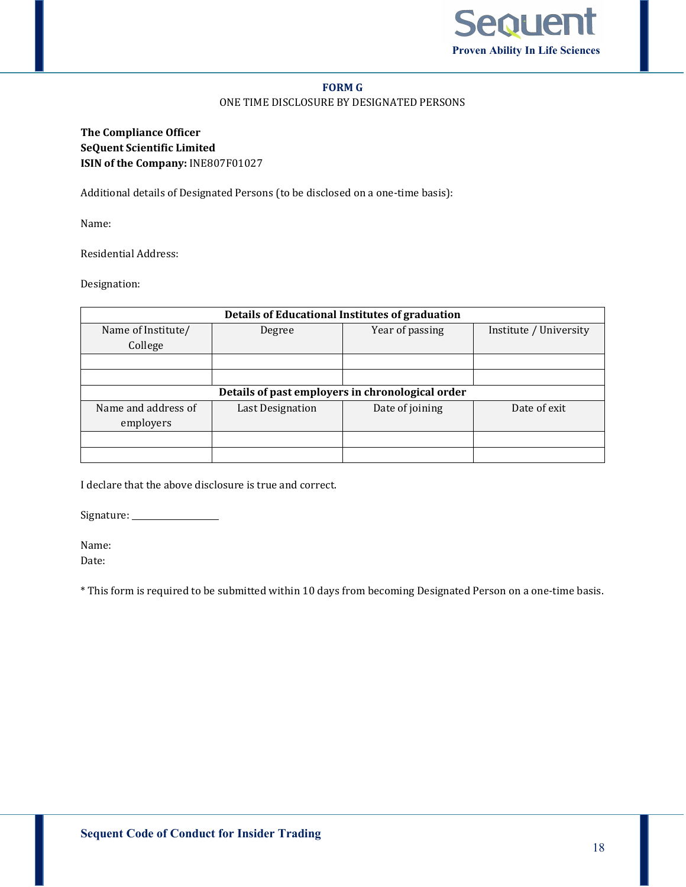**FORM G**

ONE TIME DISCLOSURE BY DESIGNATED PERSONS

**The Compliance Officer**
**SeQuent Scientific Limited**
**ISIN of the Company:** INE807F01027

Additional details of Designated Persons (to be disclosed on a one-time basis):

Name:

Residential Address:

Designation:

| **Details of Educational Institutes of graduation** | | | |
|---|---|---|---|
| Name of Institute/ College | Degree | Year of passing | Institute / University |
| | | | |
| | | | |
| **Details of past employers in chronological order** | | | |
| Name and address of employers | Last Designation | Date of joining | Date of exit |
| | | | |
| | | | |

I declare that the above disclosure is true and correct.

Signature: ___________________

Name:
Date:

* This form is required to be submitted within 10 days from becoming Designated Person on a one-time basis.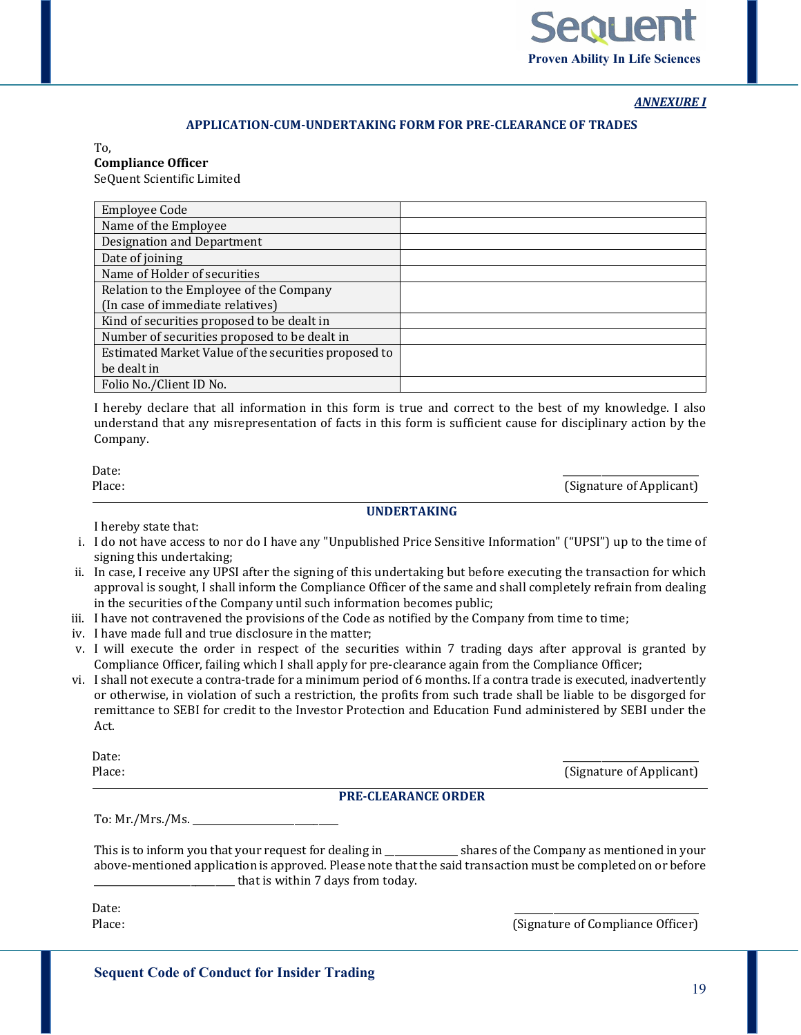***ANNEXURE I***

## APPLICATION-CUM-UNDERTAKING FORM FOR PRE-CLEARANCE OF TRADES

To,
**Compliance Officer**
SeQuent Scientific Limited

| | |
|---|---|
| Employee Code | |
| Name of the Employee | |
| Designation and Department | |
| Date of joining | |
| Name of Holder of securities | |
| Relation to the Employee of the Company (In case of immediate relatives) | |
| Kind of securities proposed to be dealt in | |
| Number of securities proposed to be dealt in | |
| Estimated Market Value of the securities proposed to be dealt in | |
| Folio No./Client ID No. | |

I hereby declare that all information in this form is true and correct to the best of my knowledge. I also understand that any misrepresentation of facts in this form is sufficient cause for disciplinary action by the Company.

Date:
Place:

\_\_\_\_\_\_\_\_\_\_\_\_\_\_\_\_\_\_\_\_\_\_\_\_
(Signature of Applicant)

## UNDERTAKING

I hereby state that:

i. I do not have access to nor do I have any "Unpublished Price Sensitive Information" ("UPSI") up to the time of signing this undertaking;
ii. In case, I receive any UPSI after the signing of this undertaking but before executing the transaction for which approval is sought, I shall inform the Compliance Officer of the same and shall completely refrain from dealing in the securities of the Company until such information becomes public;
iii. I have not contravened the provisions of the Code as notified by the Company from time to time;
iv. I have made full and true disclosure in the matter;
v. I will execute the order in respect of the securities within 7 trading days after approval is granted by Compliance Officer, failing which I shall apply for pre-clearance again from the Compliance Officer;
vi. I shall not execute a contra-trade for a minimum period of 6 months. If a contra trade is executed, inadvertently or otherwise, in violation of such a restriction, the profits from such trade shall be liable to be disgorged for remittance to SEBI for credit to the Investor Protection and Education Fund administered by SEBI under the Act.

Date:
Place:

\_\_\_\_\_\_\_\_\_\_\_\_\_\_\_\_\_\_\_\_\_\_\_\_
(Signature of Applicant)

## PRE-CLEARANCE ORDER

To: Mr./Mrs./Ms. \_\_\_\_\_\_\_\_\_\_\_\_\_\_\_\_\_\_\_\_\_\_\_\_

This is to inform you that your request for dealing in \_\_\_\_\_\_\_\_\_\_\_\_ shares of the Company as mentioned in your above-mentioned application is approved. Please note that the said transaction must be completed on or before \_\_\_\_\_\_\_\_\_\_\_\_\_\_\_\_\_\_\_\_\_\_\_\_ that is within 7 days from today.

Date:
Place:

\_\_\_\_\_\_\_\_\_\_\_\_\_\_\_\_\_\_\_\_\_\_\_\_\_\_\_\_\_\_
(Signature of Compliance Officer)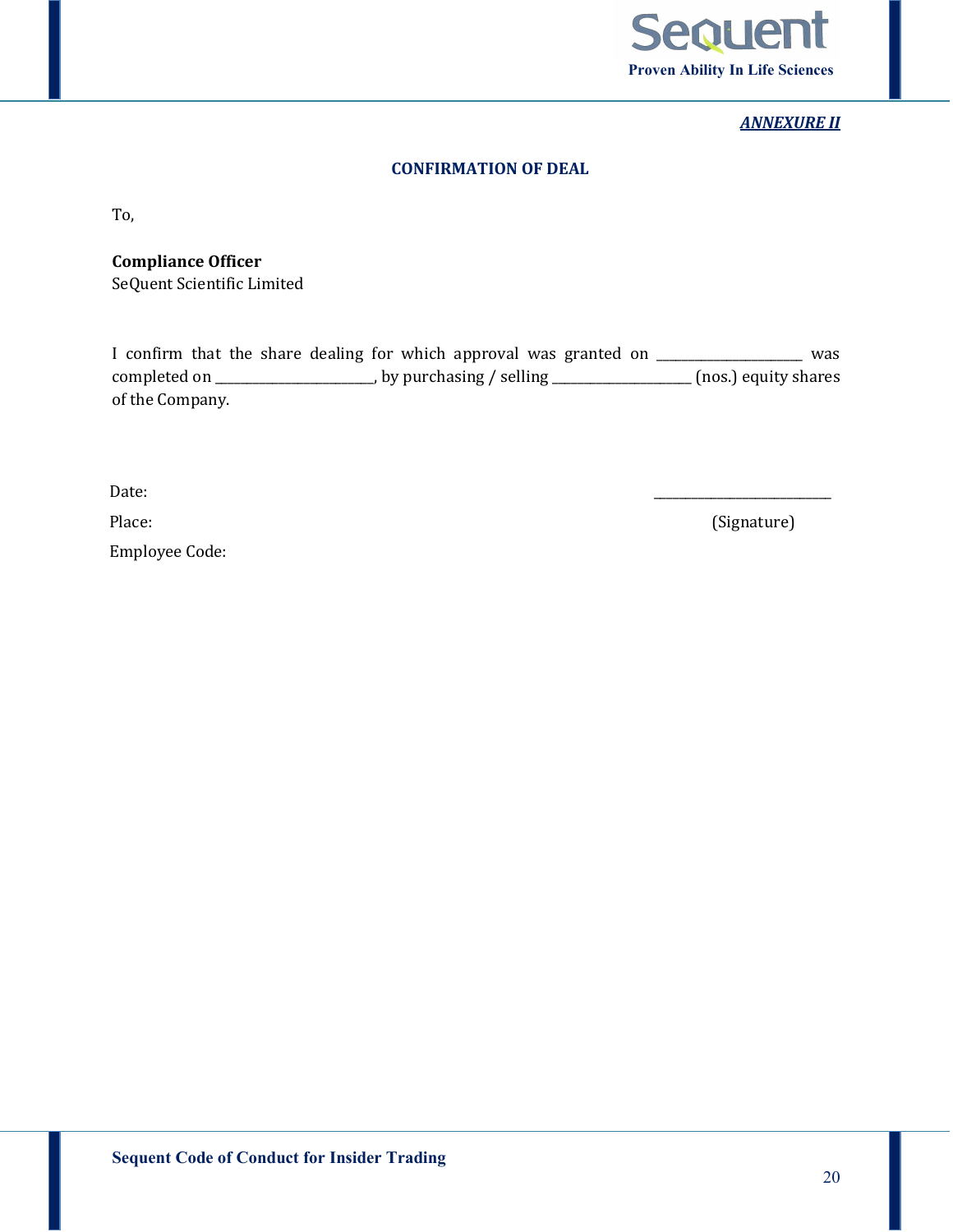*ANNEXURE II*

**CONFIRMATION OF DEAL**

To,

**Compliance Officer**
SeQuent Scientific Limited

I confirm that the share dealing for which approval was granted on ______________________ was completed on ________________________, by purchasing / selling _____________________ (nos.) equity shares of the Company.

Date: ___________________________

Place: (Signature)

Employee Code: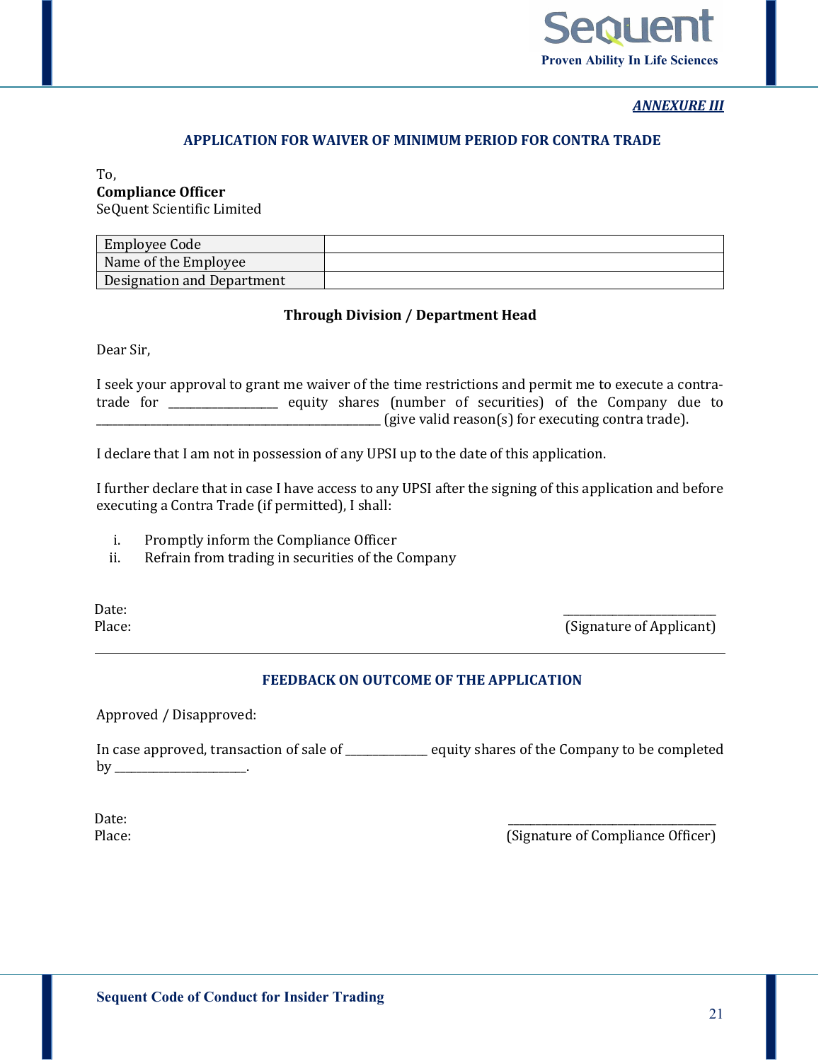***ANNEXURE III***

## APPLICATION FOR WAIVER OF MINIMUM PERIOD FOR CONTRA TRADE

To,
**Compliance Officer**
SeQuent Scientific Limited

| | |
|---|---|
| Employee Code | |
| Name of the Employee | |
| Designation and Department | |

**Through Division / Department Head**

Dear Sir,

I seek your approval to grant me waiver of the time restrictions and permit me to execute a contra-trade for ___________________ equity shares (number of securities) of the Company due to __________________________________________________ (give valid reason(s) for executing contra trade).

I declare that I am not in possession of any UPSI up to the date of this application.

I further declare that in case I have access to any UPSI after the signing of this application and before executing a Contra Trade (if permitted), I shall:

i. Promptly inform the Compliance Officer
ii. Refrain from trading in securities of the Company

Date:
Place:

___________________________
(Signature of Applicant)

---

## FEEDBACK ON OUTCOME OF THE APPLICATION

Approved / Disapproved:

In case approved, transaction of sale of ______________ equity shares of the Company to be completed by _______________________.

Date:
Place:

____________________________________
(Signature of Compliance Officer)